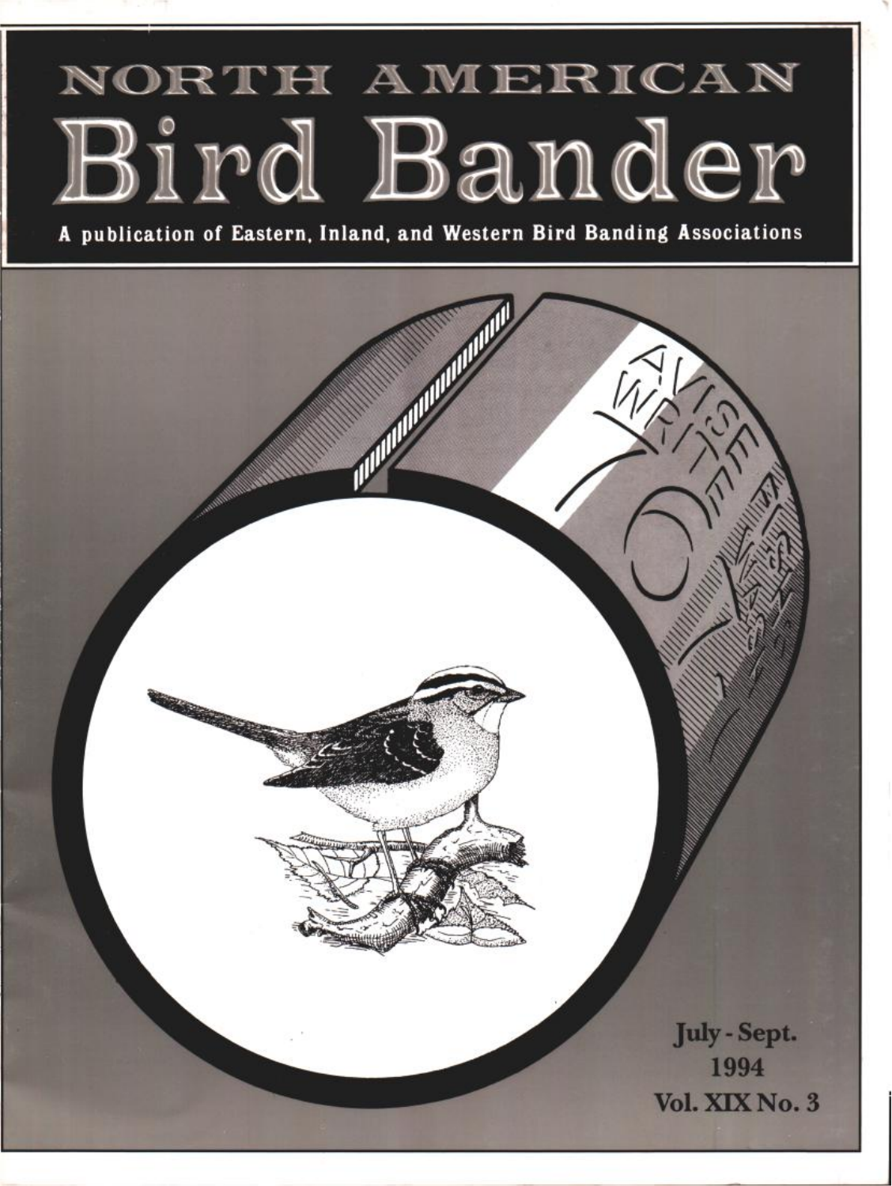# NORTH AMERICAN Bird Bander

**A publication of Eastern, Inland, and Western Bird Banding Associations**

July - Sept.
1994
Vol. XIX No. 3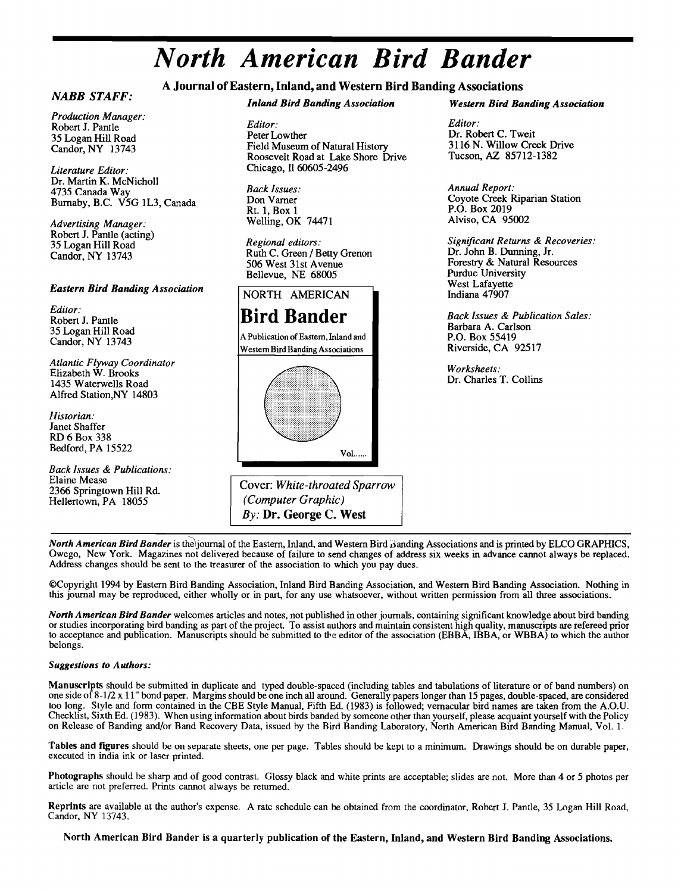# North American Bird Bander

**A Journal of Eastern, Inland, and Western Bird Banding Associations**

## *NABB STAFF:*

*Production Manager:*
Robert J. Pantle
35 Logan Hill Road
Candor, NY 13743

*Literature Editor:*
Dr. Martin K. McNicholl
4735 Canada Way
Burnaby, B.C. V5G 1L3, Canada

*Advertising Manager:*
Robert J. Pantle (acting)
35 Logan Hill Road
Candor, NY 13743

### *Eastern Bird Banding Association*

*Editor:*
Robert J. Pantle
35 Logan Hill Road
Candor, NY 13743

*Atlantic Flyway Coordinator*
Elizabeth W. Brooks
1435 Waterwells Road
Alfred Station,NY 14803

*Historian:*
Janet Shaffer
RD 6 Box 338
Bedford, PA 15522

*Back Issues & Publications:*
Elaine Mease
2366 Springtown Hill Rd.
Hellertown, PA 18055

### *Inland Bird Banding Association*

*Editor:*
Peter Lowther
Field Museum of Natural History
Roosevelt Road at Lake Shore Drive
Chicago, Il 60605-2496

*Back Issues:*
Don Varner
Rt. 1, Box 1
Welling, OK 74471

*Regional editors:*
Ruth C. Green / Betty Grenon
506 West 31st Avenue
Bellevue, NE 68005

NORTH AMERICAN
**Bird Bander**
A Publication of Eastern, Inland and Western Bird Banding Associations
Vol......

Cover: *White-throated Sparrow (Computer Graphic)*
*By:* **Dr. George C. West**

### *Western Bird Banding Association*

*Editor:*
Dr. Robert C. Tweit
3116 N. Willow Creek Drive
Tucson, AZ 85712-1382

*Annual Report:*
Coyote Creek Riparian Station
P.O. Box 2019
Alviso, CA 95002

*Significant Returns & Recoveries:*
Dr. John B. Dunning, Jr.
Forestry & Natural Resources
Purdue University
West Lafayette
Indiana 47907

*Back Issues & Publication Sales:*
Barbara A. Carlson
P.O. Box 55419
Riverside, CA 92517

*Worksheets:*
Dr. Charles T. Collins

---

***North American Bird Bander*** is the journal of the Eastern, Inland, and Western Bird Banding Associations and is printed by ELCO GRAPHICS, Owego, New York. Magazines not delivered because of failure to send changes of address six weeks in advance cannot always be replaced. Address changes should be sent to the treasurer of the association to which you pay dues.

©Copyright 1994 by Eastern Bird Banding Association, Inland Bird Banding Association, and Western Bird Banding Association. Nothing in this journal may be reproduced, either wholly or in part, for any use whatsoever, without written permission from all three associations.

***North American Bird Bander*** welcomes articles and notes, not published in other journals, containing significant knowledge about bird banding or studies incorporating bird banding as part of the project. To assist authors and maintain consistent high quality, manuscripts are refereed prior to acceptance and publication. Manuscripts should be submitted to the editor of the association (EBBA, IBBA, or WBBA) to which the author belongs.

***Suggestions to Authors:***

**Manuscripts** should be submitted in duplicate and typed double-spaced (including tables and tabulations of literature or of band numbers) on one side of 8-1/2 x 11" bond paper. Margins should be one inch all around. Generally papers longer than 15 pages, double-spaced, are considered too long. Style and form contained in the CBE Style Manual, Fifth Ed. (1983) is followed; vernacular bird names are taken from the A.O.U. Checklist, Sixth Ed. (1983). When using information about birds banded by someone other than yourself, please acquaint yourself with the Policy on Release of Banding and/or Band Recovery Data, issued by the Bird Banding Laboratory, North American Bird Banding Manual, Vol. 1.

**Tables and figures** should be on separate sheets, one per page. Tables should be kept to a minimum. Drawings should be on durable paper, executed in india ink or laser printed.

**Photographs** should be sharp and of good contrast. Glossy black and white prints are acceptable; slides are not. More than 4 or 5 photos per article are not preferred. Prints cannot always be returned.

**Reprints** are available at the author's expense. A rate schedule can be obtained from the coordinator, Robert J. Pantle, 35 Logan Hill Road, Candor, NY 13743.

**North American Bird Bander is a quarterly publication of the Eastern, Inland, and Western Bird Banding Associations.**